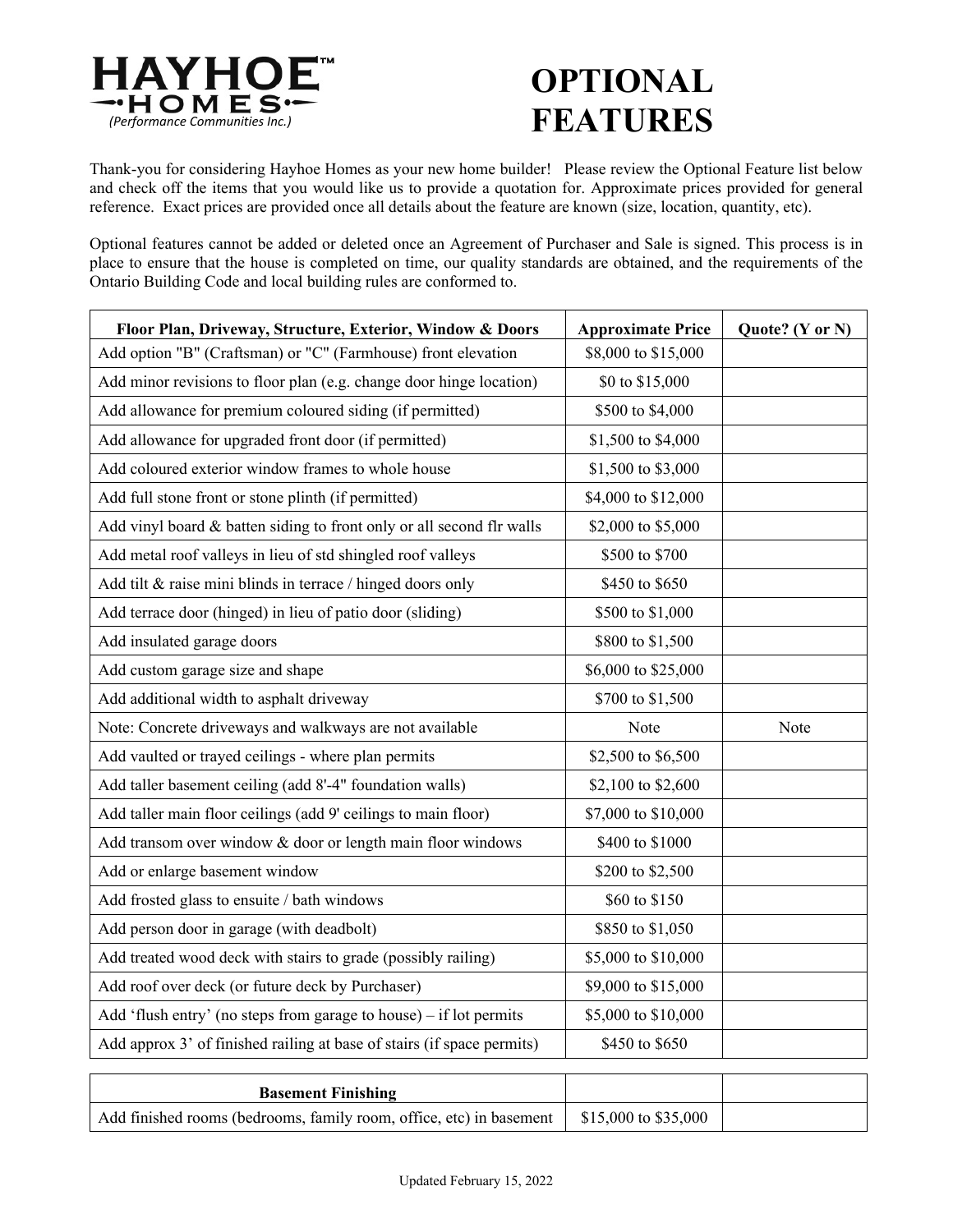**HAYHOE™ HOMES**
*(Performance Communities Inc.)*

# OPTIONAL FEATURES

Thank-you for considering Hayhoe Homes as your new home builder! Please review the Optional Feature list below and check off the items that you would like us to provide a quotation for. Approximate prices provided for general reference. Exact prices are provided once all details about the feature are known (size, location, quantity, etc).

Optional features cannot be added or deleted once an Agreement of Purchaser and Sale is signed. This process is in place to ensure that the house is completed on time, our quality standards are obtained, and the requirements of the Ontario Building Code and local building rules are conformed to.

| Floor Plan, Driveway, Structure, Exterior, Window & Doors | Approximate Price | Quote? (Y or N) |
|---|---|---|
| Add option "B" (Craftsman) or "C" (Farmhouse) front elevation | $8,000 to $15,000 | |
| Add minor revisions to floor plan (e.g. change door hinge location) | $0 to $15,000 | |
| Add allowance for premium coloured siding (if permitted) | $500 to $4,000 | |
| Add allowance for upgraded front door (if permitted) | $1,500 to $4,000 | |
| Add coloured exterior window frames to whole house | $1,500 to $3,000 | |
| Add full stone front or stone plinth (if permitted) | $4,000 to $12,000 | |
| Add vinyl board & batten siding to front only or all second flr walls | $2,000 to $5,000 | |
| Add metal roof valleys in lieu of std shingled roof valleys | $500 to $700 | |
| Add tilt & raise mini blinds in terrace / hinged doors only | $450 to $650 | |
| Add terrace door (hinged) in lieu of patio door (sliding) | $500 to $1,000 | |
| Add insulated garage doors | $800 to $1,500 | |
| Add custom garage size and shape | $6,000 to $25,000 | |
| Add additional width to asphalt driveway | $700 to $1,500 | |
| Note: Concrete driveways and walkways are not available | Note | Note |
| Add vaulted or trayed ceilings - where plan permits | $2,500 to $6,500 | |
| Add taller basement ceiling (add 8'-4" foundation walls) | $2,100 to $2,600 | |
| Add taller main floor ceilings (add 9' ceilings to main floor) | $7,000 to $10,000 | |
| Add transom over window & door or length main floor windows | $400 to $1000 | |
| Add or enlarge basement window | $200 to $2,500 | |
| Add frosted glass to ensuite / bath windows | $60 to $150 | |
| Add person door in garage (with deadbolt) | $850 to $1,050 | |
| Add treated wood deck with stairs to grade (possibly railing) | $5,000 to $10,000 | |
| Add roof over deck (or future deck by Purchaser) | $9,000 to $15,000 | |
| Add 'flush entry' (no steps from garage to house) – if lot permits | $5,000 to $10,000 | |
| Add approx 3' of finished railing at base of stairs (if space permits) | $450 to $650 | |

| Basement Finishing | | |
|---|---|---|
| Add finished rooms (bedrooms, family room, office, etc) in basement | $15,000 to $35,000 | |

Updated February 15, 2022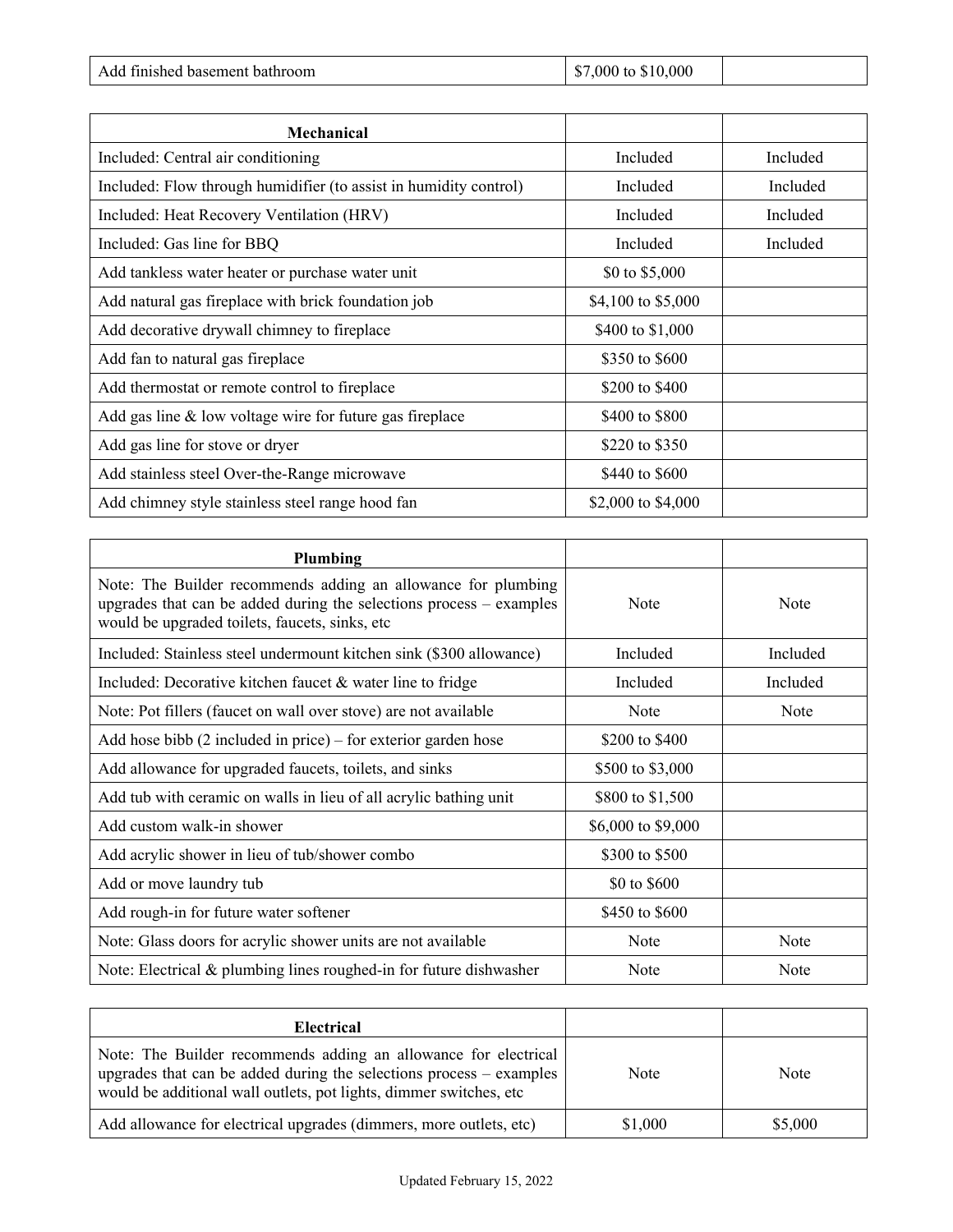| Add finished basement bathroom | \$7,000 to \$10,000 | |
|---|---|---|

| Mechanical | | |
|---|---|---|
| Included: Central air conditioning | Included | Included |
| Included: Flow through humidifier (to assist in humidity control) | Included | Included |
| Included: Heat Recovery Ventilation (HRV) | Included | Included |
| Included: Gas line for BBQ | Included | Included |
| Add tankless water heater or purchase water unit | \$0 to \$5,000 | |
| Add natural gas fireplace with brick foundation job | \$4,100 to \$5,000 | |
| Add decorative drywall chimney to fireplace | \$400 to \$1,000 | |
| Add fan to natural gas fireplace | \$350 to \$600 | |
| Add thermostat or remote control to fireplace | \$200 to \$400 | |
| Add gas line & low voltage wire for future gas fireplace | \$400 to \$800 | |
| Add gas line for stove or dryer | \$220 to \$350 | |
| Add stainless steel Over-the-Range microwave | \$440 to \$600 | |
| Add chimney style stainless steel range hood fan | \$2,000 to \$4,000 | |

| Plumbing | | |
|---|---|---|
| Note: The Builder recommends adding an allowance for plumbing upgrades that can be added during the selections process – examples would be upgraded toilets, faucets, sinks, etc | Note | Note |
| Included: Stainless steel undermount kitchen sink (\$300 allowance) | Included | Included |
| Included: Decorative kitchen faucet & water line to fridge | Included | Included |
| Note: Pot fillers (faucet on wall over stove) are not available | Note | Note |
| Add hose bibb (2 included in price) – for exterior garden hose | \$200 to \$400 | |
| Add allowance for upgraded faucets, toilets, and sinks | \$500 to \$3,000 | |
| Add tub with ceramic on walls in lieu of all acrylic bathing unit | \$800 to \$1,500 | |
| Add custom walk-in shower | \$6,000 to \$9,000 | |
| Add acrylic shower in lieu of tub/shower combo | \$300 to \$500 | |
| Add or move laundry tub | \$0 to \$600 | |
| Add rough-in for future water softener | \$450 to \$600 | |
| Note: Glass doors for acrylic shower units are not available | Note | Note |
| Note: Electrical & plumbing lines roughed-in for future dishwasher | Note | Note |

| Electrical | | |
|---|---|---|
| Note: The Builder recommends adding an allowance for electrical upgrades that can be added during the selections process – examples would be additional wall outlets, pot lights, dimmer switches, etc | Note | Note |
| Add allowance for electrical upgrades (dimmers, more outlets, etc) | \$1,000 | \$5,000 |

Updated February 15, 2022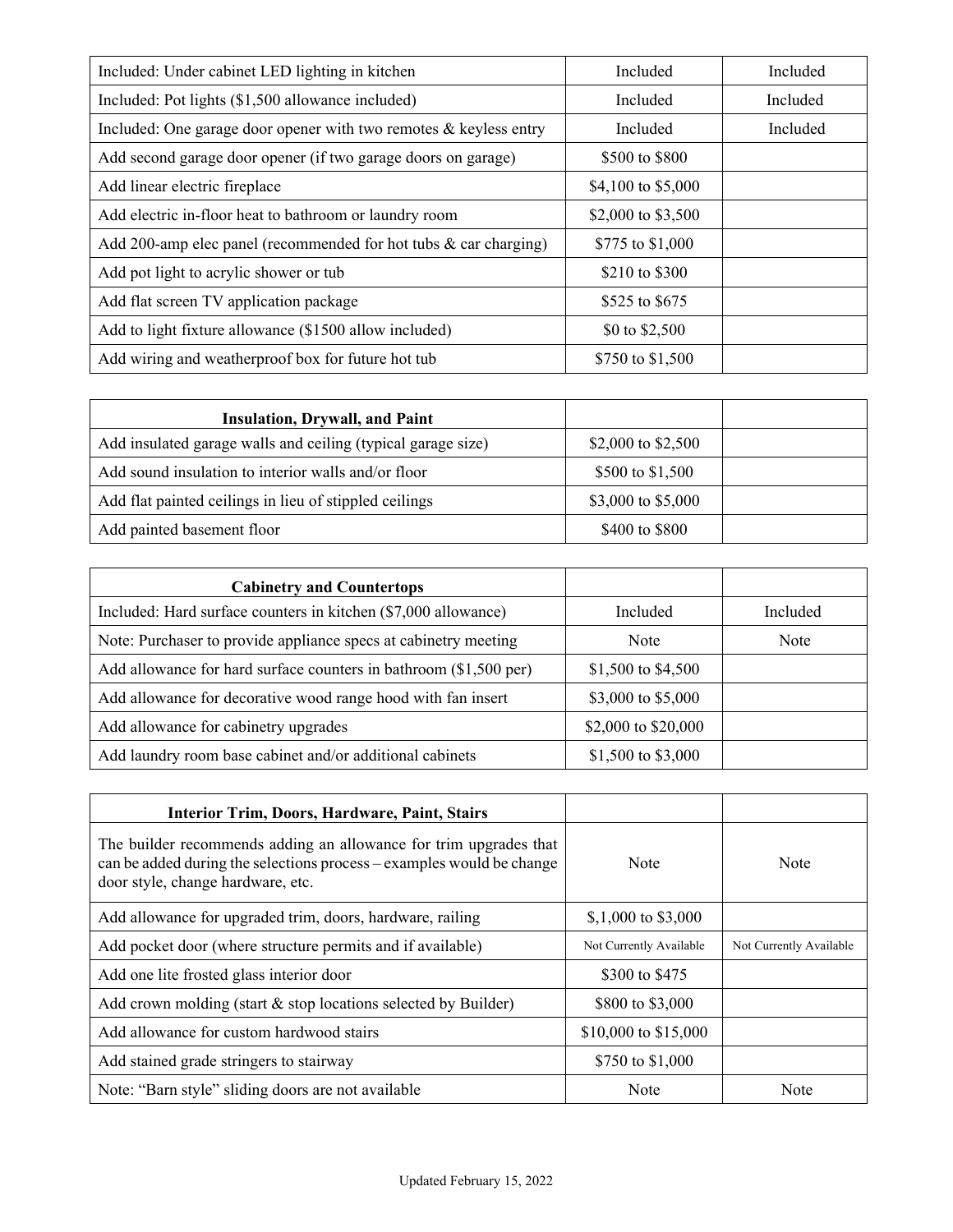| | | |
|---|---|---|
| Included: Under cabinet LED lighting in kitchen | Included | Included |
| Included: Pot lights ($1,500 allowance included) | Included | Included |
| Included: One garage door opener with two remotes & keyless entry | Included | Included |
| Add second garage door opener (if two garage doors on garage) | $500 to $800 | |
| Add linear electric fireplace | $4,100 to $5,000 | |
| Add electric in-floor heat to bathroom or laundry room | $2,000 to $3,500 | |
| Add 200-amp elec panel (recommended for hot tubs & car charging) | $775 to $1,000 | |
| Add pot light to acrylic shower or tub | $210 to $300 | |
| Add flat screen TV application package | $525 to $675 | |
| Add to light fixture allowance ($1500 allow included) | $0 to $2,500 | |
| Add wiring and weatherproof box for future hot tub | $750 to $1,500 | |

| **Insulation, Drywall, and Paint** | | |
|---|---|---|
| Add insulated garage walls and ceiling (typical garage size) | $2,000 to $2,500 | |
| Add sound insulation to interior walls and/or floor | $500 to $1,500 | |
| Add flat painted ceilings in lieu of stippled ceilings | $3,000 to $5,000 | |
| Add painted basement floor | $400 to $800 | |

| **Cabinetry and Countertops** | | |
|---|---|---|
| Included: Hard surface counters in kitchen ($7,000 allowance) | Included | Included |
| Note: Purchaser to provide appliance specs at cabinetry meeting | Note | Note |
| Add allowance for hard surface counters in bathroom ($1,500 per) | $1,500 to $4,500 | |
| Add allowance for decorative wood range hood with fan insert | $3,000 to $5,000 | |
| Add allowance for cabinetry upgrades | $2,000 to $20,000 | |
| Add laundry room base cabinet and/or additional cabinets | $1,500 to $3,000 | |

| **Interior Trim, Doors, Hardware, Paint, Stairs** | | |
|---|---|---|
| The builder recommends adding an allowance for trim upgrades that can be added during the selections process – examples would be change door style, change hardware, etc. | Note | Note |
| Add allowance for upgraded trim, doors, hardware, railing | $,1,000 to $3,000 | |
| Add pocket door (where structure permits and if available) | Not Currently Available | Not Currently Available |
| Add one lite frosted glass interior door | $300 to $475 | |
| Add crown molding (start & stop locations selected by Builder) | $800 to $3,000 | |
| Add allowance for custom hardwood stairs | $10,000 to $15,000 | |
| Add stained grade stringers to stairway | $750 to $1,000 | |
| Note: "Barn style" sliding doors are not available | Note | Note |

Updated February 15, 2022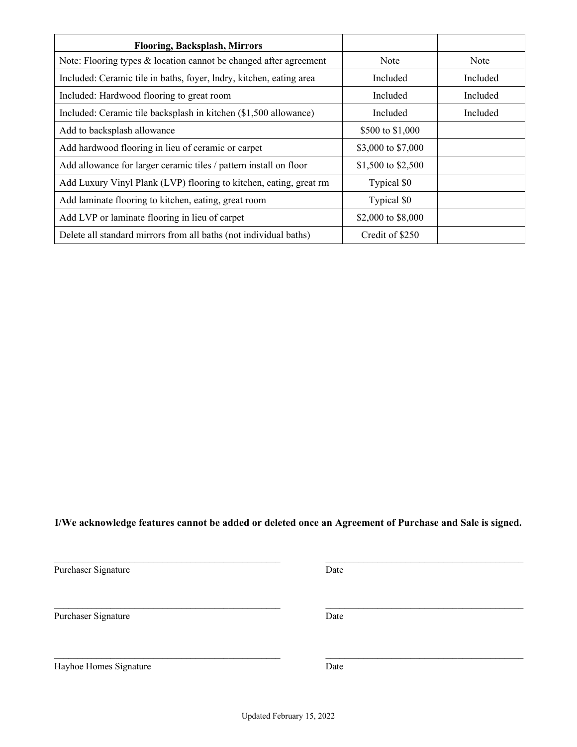| Flooring, Backsplash, Mirrors | | |
|---|---|---|
| Note: Flooring types & location cannot be changed after agreement | Note | Note |
| Included: Ceramic tile in baths, foyer, lndry, kitchen, eating area | Included | Included |
| Included: Hardwood flooring to great room | Included | Included |
| Included: Ceramic tile backsplash in kitchen ($1,500 allowance) | Included | Included |
| Add to backsplash allowance | $500 to $1,000 | |
| Add hardwood flooring in lieu of ceramic or carpet | $3,000 to $7,000 | |
| Add allowance for larger ceramic tiles / pattern install on floor | $1,500 to $2,500 | |
| Add Luxury Vinyl Plank (LVP) flooring to kitchen, eating, great rm | Typical $0 | |
| Add laminate flooring to kitchen, eating, great room | Typical $0 | |
| Add LVP or laminate flooring in lieu of carpet | $2,000 to $8,000 | |
| Delete all standard mirrors from all baths (not individual baths) | Credit of $250 | |

**I/We acknowledge features cannot be added or deleted once an Agreement of Purchase and Sale is signed.**

_______________________________________ _______________________________________

Purchaser Signature Date

_______________________________________ _______________________________________

Purchaser Signature Date

_______________________________________ _______________________________________

Hayhoe Homes Signature Date

Updated February 15, 2022